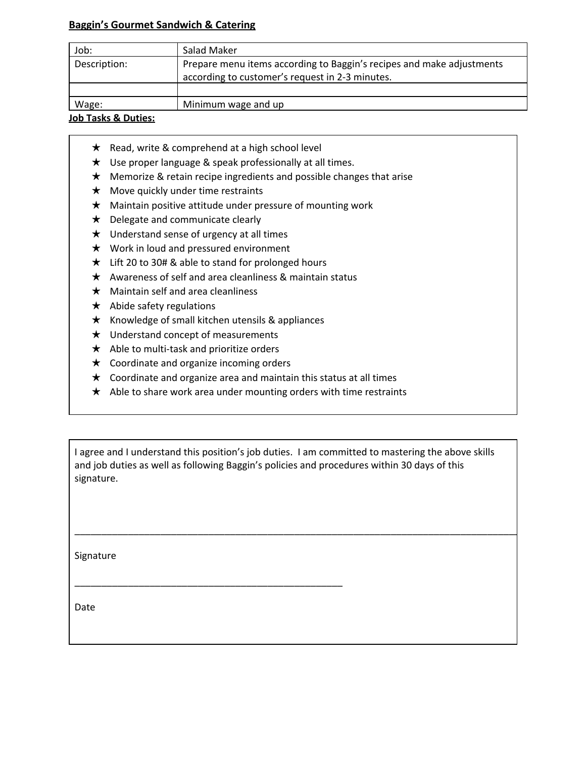**Baggin's Gourmet Sandwich & Catering**

| Job: | Salad Maker |
|---|---|
| Description: | Prepare menu items according to Baggin's recipes and make adjustments according to customer's request in 2-3 minutes. |
| | |
| Wage: | Minimum wage and up |

**Job Tasks & Duties:**

- ★ Read, write & comprehend at a high school level
- ★ Use proper language & speak professionally at all times.
- ★ Memorize & retain recipe ingredients and possible changes that arise
- ★ Move quickly under time restraints
- ★ Maintain positive attitude under pressure of mounting work
- ★ Delegate and communicate clearly
- ★ Understand sense of urgency at all times
- ★ Work in loud and pressured environment
- ★ Lift 20 to 30# & able to stand for prolonged hours
- ★ Awareness of self and area cleanliness & maintain status
- ★ Maintain self and area cleanliness
- ★ Abide safety regulations
- ★ Knowledge of small kitchen utensils & appliances
- ★ Understand concept of measurements
- ★ Able to multi-task and prioritize orders
- ★ Coordinate and organize incoming orders
- ★ Coordinate and organize area and maintain this status at all times
- ★ Able to share work area under mounting orders with time restraints

I agree and I understand this position's job duties. I am committed to mastering the above skills and job duties as well as following Baggin's policies and procedures within 30 days of this signature.

\_\_\_\_\_\_\_\_\_\_\_\_\_\_\_\_\_\_\_\_\_\_\_\_\_\_\_\_\_\_\_\_\_\_\_\_\_\_\_\_\_\_\_\_\_\_\_\_\_\_\_\_\_\_\_\_\_\_\_\_\_\_\_\_\_\_\_\_\_\_\_\_\_\_\_\_\_\_

Signature

\_\_\_\_\_\_\_\_\_\_\_\_\_\_\_\_\_\_\_\_\_\_\_\_\_\_\_\_\_\_\_\_\_\_\_\_\_\_\_\_\_\_\_\_\_\_\_\_

Date